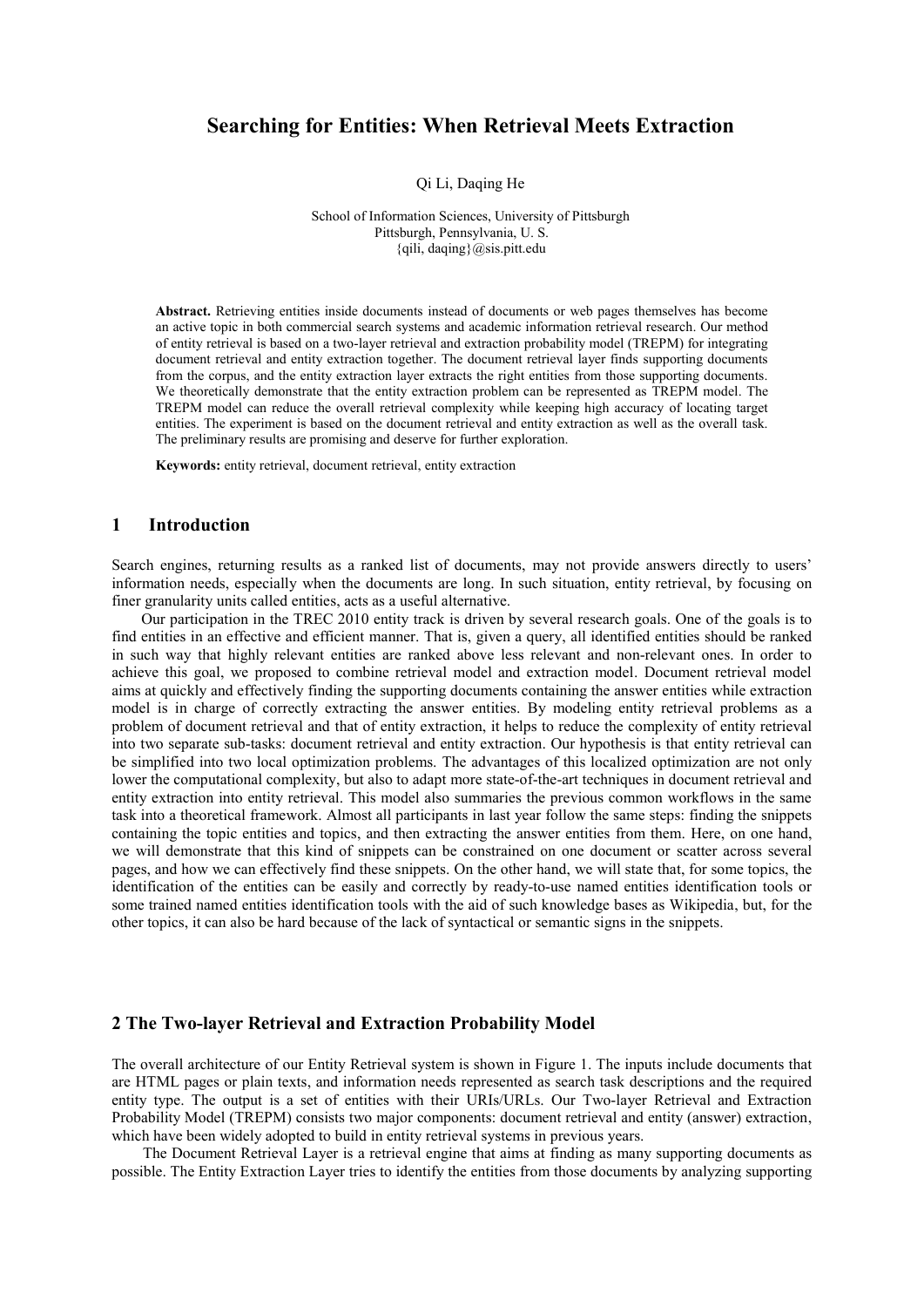# Searching for Entities: When Retrieval Meets Extraction

Qi Li, Daqing He

School of Information Sciences, University of Pittsburgh
Pittsburgh, Pennsylvania, U. S.
{qili, daqing}@sis.pitt.edu

**Abstract.** Retrieving entities inside documents instead of documents or web pages themselves has become an active topic in both commercial search systems and academic information retrieval research. Our method of entity retrieval is based on a two-layer retrieval and extraction probability model (TREPM) for integrating document retrieval and entity extraction together. The document retrieval layer finds supporting documents from the corpus, and the entity extraction layer extracts the right entities from those supporting documents. We theoretically demonstrate that the entity extraction problem can be represented as TREPM model. The TREPM model can reduce the overall retrieval complexity while keeping high accuracy of locating target entities. The experiment is based on the document retrieval and entity extraction as well as the overall task. The preliminary results are promising and deserve for further exploration.

**Keywords:** entity retrieval, document retrieval, entity extraction

## 1 Introduction

Search engines, returning results as a ranked list of documents, may not provide answers directly to users' information needs, especially when the documents are long. In such situation, entity retrieval, by focusing on finer granularity units called entities, acts as a useful alternative.

Our participation in the TREC 2010 entity track is driven by several research goals. One of the goals is to find entities in an effective and efficient manner. That is, given a query, all identified entities should be ranked in such way that highly relevant entities are ranked above less relevant and non-relevant ones. In order to achieve this goal, we proposed to combine retrieval model and extraction model. Document retrieval model aims at quickly and effectively finding the supporting documents containing the answer entities while extraction model is in charge of correctly extracting the answer entities. By modeling entity retrieval problems as a problem of document retrieval and that of entity extraction, it helps to reduce the complexity of entity retrieval into two separate sub-tasks: document retrieval and entity extraction. Our hypothesis is that entity retrieval can be simplified into two local optimization problems. The advantages of this localized optimization are not only lower the computational complexity, but also to adapt more state-of-the-art techniques in document retrieval and entity extraction into entity retrieval. This model also summaries the previous common workflows in the same task into a theoretical framework. Almost all participants in last year follow the same steps: finding the snippets containing the topic entities and topics, and then extracting the answer entities from them. Here, on one hand, we will demonstrate that this kind of snippets can be constrained on one document or scatter across several pages, and how we can effectively find these snippets. On the other hand, we will state that, for some topics, the identification of the entities can be easily and correctly by ready-to-use named entities identification tools or some trained named entities identification tools with the aid of such knowledge bases as Wikipedia, but, for the other topics, it can also be hard because of the lack of syntactical or semantic signs in the snippets.

## 2 The Two-layer Retrieval and Extraction Probability Model

The overall architecture of our Entity Retrieval system is shown in Figure 1. The inputs include documents that are HTML pages or plain texts, and information needs represented as search task descriptions and the required entity type. The output is a set of entities with their URIs/URLs. Our Two-layer Retrieval and Extraction Probability Model (TREPM) consists two major components: document retrieval and entity (answer) extraction, which have been widely adopted to build in entity retrieval systems in previous years.

The Document Retrieval Layer is a retrieval engine that aims at finding as many supporting documents as possible. The Entity Extraction Layer tries to identify the entities from those documents by analyzing supporting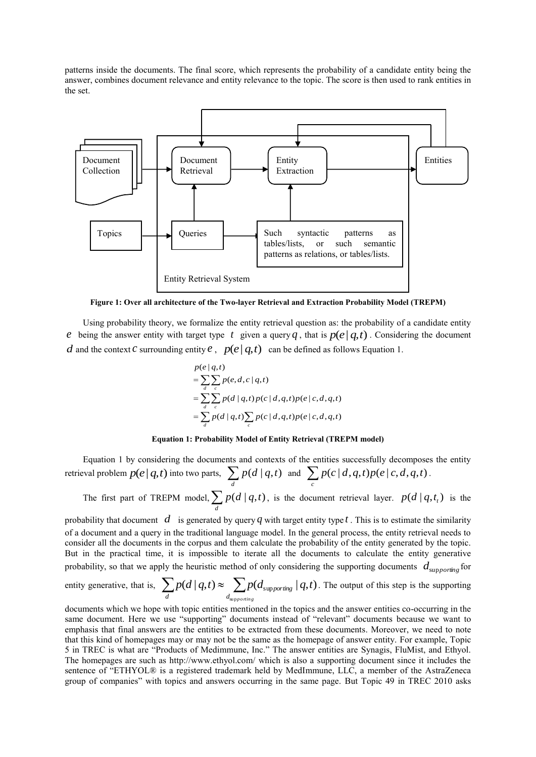patterns inside the documents. The final score, which represents the probability of a candidate entity being the answer, combines document relevance and entity relevance to the topic. The score is then used to rank entities in the set.

**Figure 1: Over all architecture of the Two-layer Retrieval and Extraction Probability Model (TREPM)**

Using probability theory, we formalize the entity retrieval question as: the probability of a candidate entity $e$ being the answer entity with target type $t$ given a query $q$, that is $p(e|q,t)$. Considering the document $d$ and the context $c$ surrounding entity $e$, $p(e|q,t)$ can be defined as follows Equation 1.

$$
\begin{aligned}
& p(e \mid q,t) \\
&= \sum_{d} \sum_{c} p(e,d,c \mid q,t) \\
&= \sum_{d} \sum_{c} p(d \mid q,t) p(c \mid d,q,t) p(e \mid c,d,q,t) \\
&= \sum_{d} p(d \mid q,t) \sum_{c} p(c \mid d,q,t) p(e \mid c,d,q,t)
\end{aligned}
$$

**Equation 1: Probability Model of Entity Retrieval (TREPM model)**

Equation 1 by considering the documents and contexts of the entities successfully decomposes the entity retrieval problem $p(e|q,t)$ into two parts, $\sum_{d} p(d \mid q,t)$ and $\sum_{c} p(c \mid d,q,t) p(e \mid c,d,q,t)$.

The first part of TREPM model, $\sum_{d} p(d \mid q,t)$, is the document retrieval layer. $p(d \mid q,t_t)$ is the probability that document $d$ is generated by query $q$ with target entity type $t$. This is to estimate the similarity of a document and a query in the traditional language model. In the general process, the entity retrieval needs to consider all the documents in the corpus and them calculate the probability of the entity generated by the topic. But in the practical time, it is impossible to iterate all the documents to calculate the entity generative probability, so that we apply the heuristic method of only considering the supporting documents $d_{supporting}$ for entity generative, that is, $\sum_{d} p(d|q,t) \approx \sum_{d_{supporting}} p(d_{supporting}|q,t)$. The output of this step is the supporting documents which we hope with topic entities mentioned in the topics and the answer entities co-occurring in the same document. Here we use "supporting" documents instead of "relevant" documents because we want to emphasis that final answers are the entities to be extracted from these documents. Moreover, we need to note that this kind of homepages may or may not be the same as the homepage of answer entity. For example, Topic 5 in TREC is what are "Products of Medimmune, Inc." The answer entities are Synagis, FluMist, and Ethyol. The homepages are such as http://www.ethyol.com/ which is also a supporting document since it includes the sentence of "ETHYOL® is a registered trademark held by MedImmune, LLC, a member of the AstraZeneca group of companies" with topics and answers occurring in the same page. But Topic 49 in TREC 2010 asks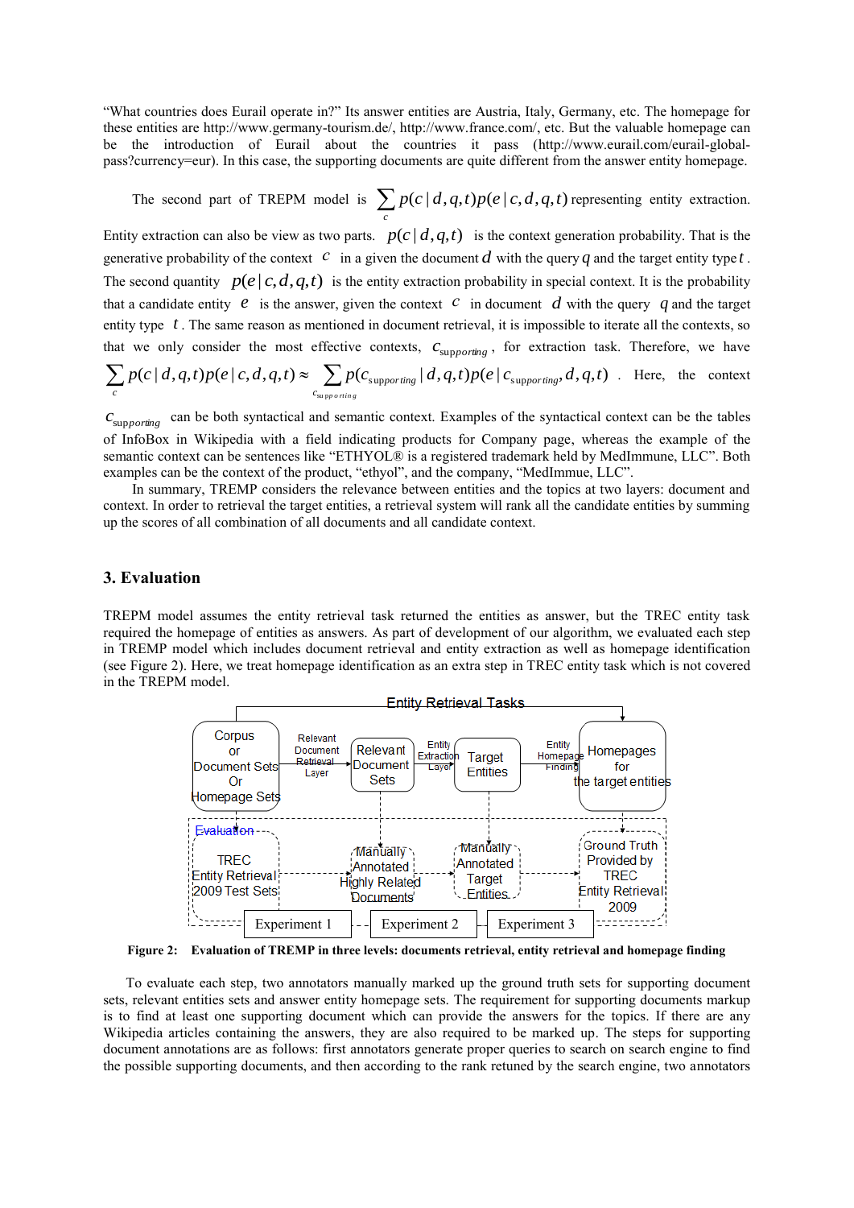"What countries does Eurail operate in?" Its answer entities are Austria, Italy, Germany, etc. The homepage for these entities are http://www.germany-tourism.de/, http://www.france.com/, etc. But the valuable homepage can be the introduction of Eurail about the countries it pass (http://www.eurail.com/eurail-global-pass?currency=eur). In this case, the supporting documents are quite different from the answer entity homepage.

The second part of TREPM model is $\sum_{c} p(c \mid d,q,t) p(e \mid c,d,q,t)$ representing entity extraction. Entity extraction can also be view as two parts. $p(c \mid d,q,t)$ is the context generation probability. That is the generative probability of the context $c$ in a given the document $d$ with the query $q$ and the target entity type $t$. The second quantity $p(e \mid c,d,q,t)$ is the entity extraction probability in special context. It is the probability that a candidate entity $e$ is the answer, given the context $c$ in document $d$ with the query $q$ and the target entity type $t$. The same reason as mentioned in document retrieval, it is impossible to iterate all the contexts, so that we only consider the most effective contexts, $c_{supporting}$, for extraction task. Therefore, we have $\sum_{c} p(c \mid d,q,t) p(e \mid c,d,q,t) \approx \sum_{c_{supporting}} p(c_{supporting} \mid d,q,t) p(e \mid c_{supporting},d,q,t)$. Here, the context $c_{supporting}$ can be both syntactical and semantic context. Examples of the syntactical context can be the tables of InfoBox in Wikipedia with a field indicating products for Company page, whereas the example of the semantic context can be sentences like "ETHYOL® is a registered trademark held by MedImmune, LLC". Both examples can be the context of the product, "ethyol", and the company, "MedImmue, LLC".

In summary, TREMP considers the relevance between entities and the topics at two layers: document and context. In order to retrieval the target entities, a retrieval system will rank all the candidate entities by summing up the scores of all combination of all documents and all candidate context.

## 3. Evaluation

TREPM model assumes the entity retrieval task returned the entities as answer, but the TREC entity task required the homepage of entities as answers. As part of development of our algorithm, we evaluated each step in TREMP model which includes document retrieval and entity extraction as well as homepage identification (see Figure 2). Here, we treat homepage identification as an extra step in TREC entity task which is not covered in the TREPM model.

**Figure 2: Evaluation of TREMP in three levels: documents retrieval, entity retrieval and homepage finding**

To evaluate each step, two annotators manually marked up the ground truth sets for supporting document sets, relevant entities sets and answer entity homepage sets. The requirement for supporting documents markup is to find at least one supporting document which can provide the answers for the topics. If there are any Wikipedia articles containing the answers, they are also required to be marked up. The steps for supporting document annotations are as follows: first annotators generate proper queries to search on search engine to find the possible supporting documents, and then according to the rank retuned by the search engine, two annotators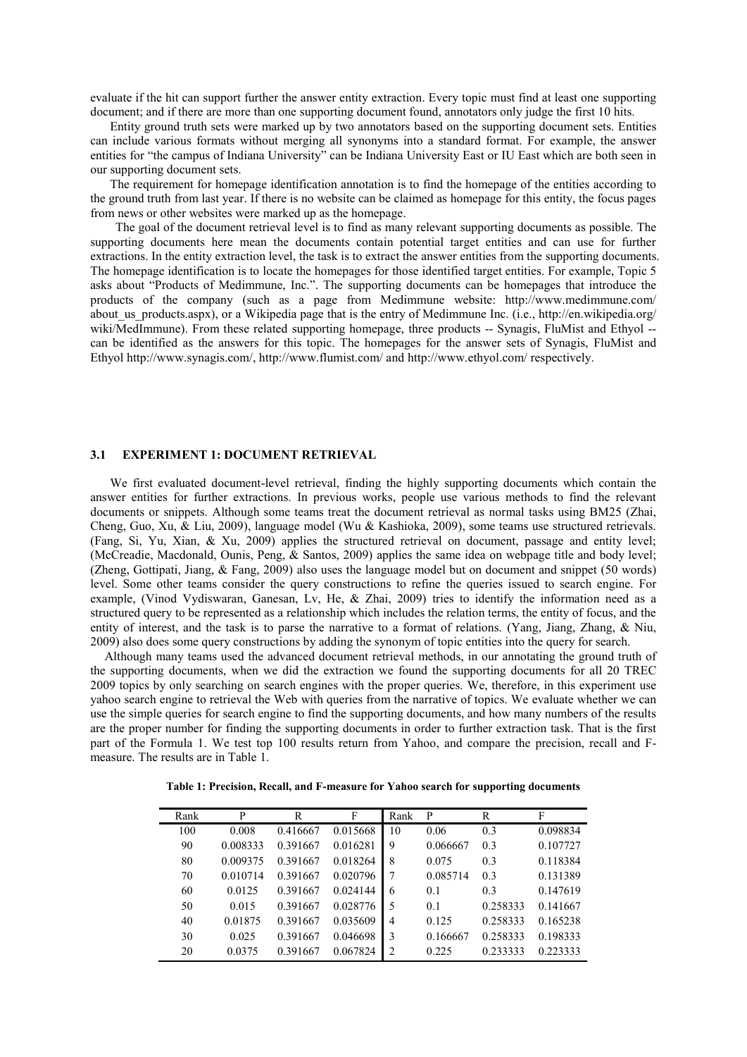evaluate if the hit can support further the answer entity extraction. Every topic must find at least one supporting document; and if there are more than one supporting document found, annotators only judge the first 10 hits.

Entity ground truth sets were marked up by two annotators based on the supporting document sets. Entities can include various formats without merging all synonyms into a standard format. For example, the answer entities for "the campus of Indiana University" can be Indiana University East or IU East which are both seen in our supporting document sets.

The requirement for homepage identification annotation is to find the homepage of the entities according to the ground truth from last year. If there is no website can be claimed as homepage for this entity, the focus pages from news or other websites were marked up as the homepage.

The goal of the document retrieval level is to find as many relevant supporting documents as possible. The supporting documents here mean the documents contain potential target entities and can use for further extractions. In the entity extraction level, the task is to extract the answer entities from the supporting documents. The homepage identification is to locate the homepages for those identified target entities. For example, Topic 5 asks about "Products of Medimmune, Inc.". The supporting documents can be homepages that introduce the products of the company (such as a page from Medimmune website: http://www.medimmune.com/about_us_products.aspx), or a Wikipedia page that is the entry of Medimmune Inc. (i.e., http://en.wikipedia.org/wiki/MedImmune). From these related supporting homepage, three products -- Synagis, FluMist and Ethyol -- can be identified as the answers for this topic. The homepages for the answer sets of Synagis, FluMist and Ethyol http://www.synagis.com/, http://www.flumist.com/ and http://www.ethyol.com/ respectively.

### 3.1 EXPERIMENT 1: DOCUMENT RETRIEVAL

We first evaluated document-level retrieval, finding the highly supporting documents which contain the answer entities for further extractions. In previous works, people use various methods to find the relevant documents or snippets. Although some teams treat the document retrieval as normal tasks using BM25 (Zhai, Cheng, Guo, Xu, & Liu, 2009), language model (Wu & Kashioka, 2009), some teams use structured retrievals. (Fang, Si, Yu, Xian, & Xu, 2009) applies the structured retrieval on document, passage and entity level; (McCreadie, Macdonald, Ounis, Peng, & Santos, 2009) applies the same idea on webpage title and body level; (Zheng, Gottipati, Jiang, & Fang, 2009) also uses the language model but on document and snippet (50 words) level. Some other teams consider the query constructions to refine the queries issued to search engine. For example, (Vinod Vydiswaran, Ganesan, Lv, He, & Zhai, 2009) tries to identify the information need as a structured query to be represented as a relationship which includes the relation terms, the entity of focus, and the entity of interest, and the task is to parse the narrative to a format of relations. (Yang, Jiang, Zhang, & Niu, 2009) also does some query constructions by adding the synonym of topic entities into the query for search.

Although many teams used the advanced document retrieval methods, in our annotating the ground truth of the supporting documents, when we did the extraction we found the supporting documents for all 20 TREC 2009 topics by only searching on search engines with the proper queries. We, therefore, in this experiment use yahoo search engine to retrieval the Web with queries from the narrative of topics. We evaluate whether we can use the simple queries for search engine to find the supporting documents, and how many numbers of the results are the proper number for finding the supporting documents in order to further extraction task. That is the first part of the Formula 1. We test top 100 results return from Yahoo, and compare the precision, recall and F-measure. The results are in Table 1.

**Table 1: Precision, Recall, and F-measure for Yahoo search for supporting documents**

| Rank | P | R | F | Rank | P | R | F |
|---|---|---|---|---|---|---|---|
| 100 | 0.008 | 0.416667 | 0.015668 | 10 | 0.06 | 0.3 | 0.098834 |
| 90 | 0.008333 | 0.391667 | 0.016281 | 9 | 0.066667 | 0.3 | 0.107727 |
| 80 | 0.009375 | 0.391667 | 0.018264 | 8 | 0.075 | 0.3 | 0.118384 |
| 70 | 0.010714 | 0.391667 | 0.020796 | 7 | 0.085714 | 0.3 | 0.131389 |
| 60 | 0.0125 | 0.391667 | 0.024144 | 6 | 0.1 | 0.3 | 0.147619 |
| 50 | 0.015 | 0.391667 | 0.028776 | 5 | 0.1 | 0.258333 | 0.141667 |
| 40 | 0.01875 | 0.391667 | 0.035609 | 4 | 0.125 | 0.258333 | 0.165238 |
| 30 | 0.025 | 0.391667 | 0.046698 | 3 | 0.166667 | 0.258333 | 0.198333 |
| 20 | 0.0375 | 0.391667 | 0.067824 | 2 | 0.225 | 0.233333 | 0.223333 |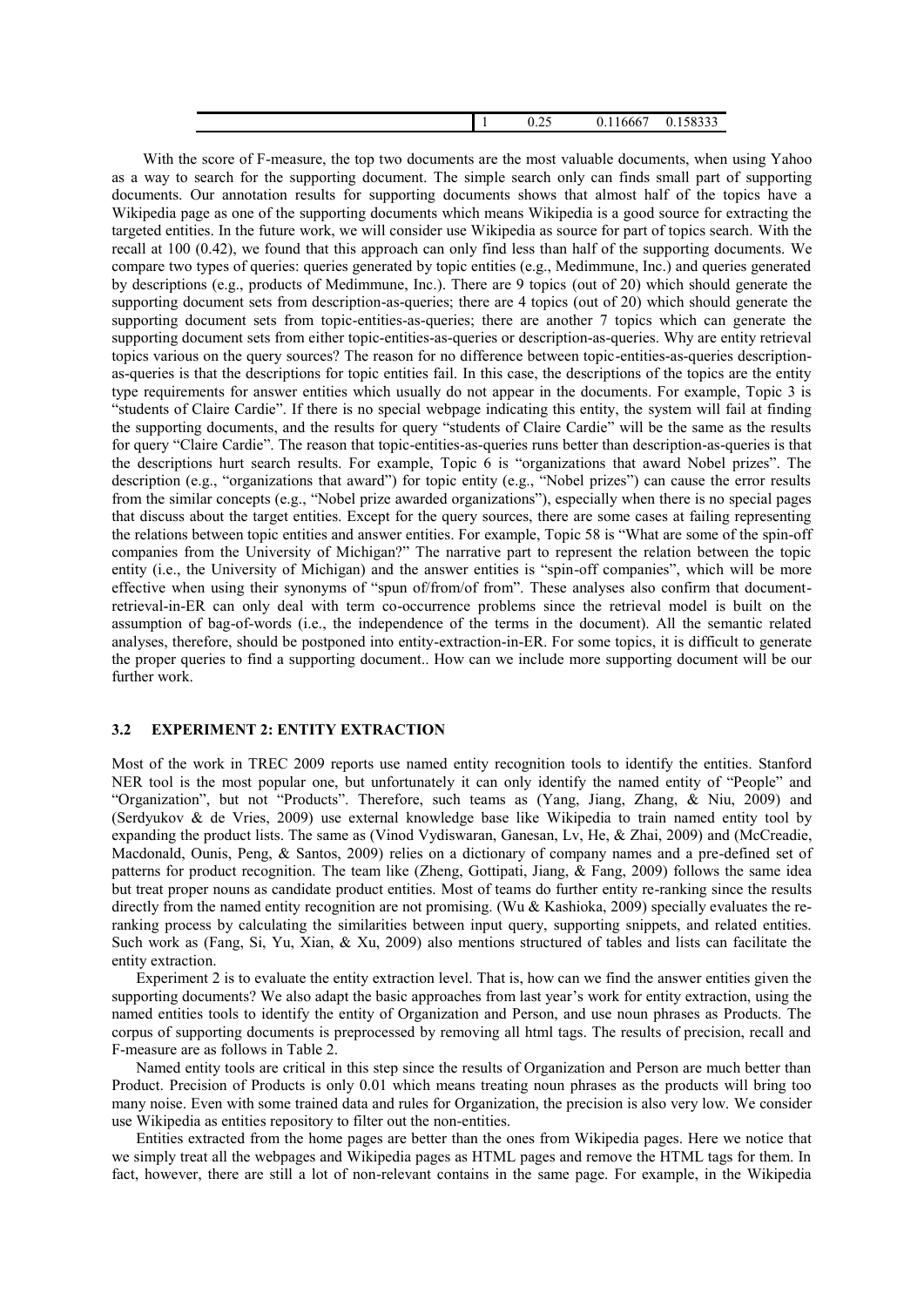| | 1 | 0.25 | 0.116667 | 0.158333 |
|---|---|---|---|---|

With the score of F-measure, the top two documents are the most valuable documents, when using Yahoo as a way to search for the supporting document. The simple search only can finds small part of supporting documents. Our annotation results for supporting documents shows that almost half of the topics have a Wikipedia page as one of the supporting documents which means Wikipedia is a good source for extracting the targeted entities. In the future work, we will consider use Wikipedia as source for part of topics search. With the recall at 100 (0.42), we found that this approach can only find less than half of the supporting documents. We compare two types of queries: queries generated by topic entities (e.g., Medimmune, Inc.) and queries generated by descriptions (e.g., products of Medimmune, Inc.). There are 9 topics (out of 20) which should generate the supporting document sets from description-as-queries; there are 4 topics (out of 20) which should generate the supporting document sets from topic-entities-as-queries; there are another 7 topics which can generate the supporting document sets from either topic-entities-as-queries or description-as-queries. Why are entity retrieval topics various on the query sources? The reason for no difference between topic-entities-as-queries description-as-queries is that the descriptions for topic entities fail. In this case, the descriptions of the topics are the entity type requirements for answer entities which usually do not appear in the documents. For example, Topic 3 is "students of Claire Cardie". If there is no special webpage indicating this entity, the system will fail at finding the supporting documents, and the results for query "students of Claire Cardie" will be the same as the results for query "Claire Cardie". The reason that topic-entities-as-queries runs better than description-as-queries is that the descriptions hurt search results. For example, Topic 6 is "organizations that award Nobel prizes". The description (e.g., "organizations that award") for topic entity (e.g., "Nobel prizes") can cause the error results from the similar concepts (e.g., "Nobel prize awarded organizations"), especially when there is no special pages that discuss about the target entities. Except for the query sources, there are some cases at failing representing the relations between topic entities and answer entities. For example, Topic 58 is "What are some of the spin-off companies from the University of Michigan?" The narrative part to represent the relation between the topic entity (i.e., the University of Michigan) and the answer entities is "spin-off companies", which will be more effective when using their synonyms of "spun of/from/of from". These analyses also confirm that document-retrieval-in-ER can only deal with term co-occurrence problems since the retrieval model is built on the assumption of bag-of-words (i.e., the independence of the terms in the document). All the semantic related analyses, therefore, should be postponed into entity-extraction-in-ER. For some topics, it is difficult to generate the proper queries to find a supporting document.. How can we include more supporting document will be our further work.

### 3.2 EXPERIMENT 2: ENTITY EXTRACTION

Most of the work in TREC 2009 reports use named entity recognition tools to identify the entities. Stanford NER tool is the most popular one, but unfortunately it can only identify the named entity of "People" and "Organization", but not "Products". Therefore, such teams as (Yang, Jiang, Zhang, & Niu, 2009) and (Serdyukov & de Vries, 2009) use external knowledge base like Wikipedia to train named entity tool by expanding the product lists. The same as (Vinod Vydiswaran, Ganesan, Lv, He, & Zhai, 2009) and (McCreadie, Macdonald, Ounis, Peng, & Santos, 2009) relies on a dictionary of company names and a pre-defined set of patterns for product recognition. The team like (Zheng, Gottipati, Jiang, & Fang, 2009) follows the same idea but treat proper nouns as candidate product entities. Most of teams do further entity re-ranking since the results directly from the named entity recognition are not promising. (Wu & Kashioka, 2009) specially evaluates the re-ranking process by calculating the similarities between input query, supporting snippets, and related entities. Such work as (Fang, Si, Yu, Xian, & Xu, 2009) also mentions structured of tables and lists can facilitate the entity extraction.

Experiment 2 is to evaluate the entity extraction level. That is, how can we find the answer entities given the supporting documents? We also adapt the basic approaches from last year's work for entity extraction, using the named entities tools to identify the entity of Organization and Person, and use noun phrases as Products. The corpus of supporting documents is preprocessed by removing all html tags. The results of precision, recall and F-measure are as follows in Table 2.

Named entity tools are critical in this step since the results of Organization and Person are much better than Product. Precision of Products is only 0.01 which means treating noun phrases as the products will bring too many noise. Even with some trained data and rules for Organization, the precision is also very low. We consider use Wikipedia as entities repository to filter out the non-entities.

Entities extracted from the home pages are better than the ones from Wikipedia pages. Here we notice that we simply treat all the webpages and Wikipedia pages as HTML pages and remove the HTML tags for them. In fact, however, there are still a lot of non-relevant contains in the same page. For example, in the Wikipedia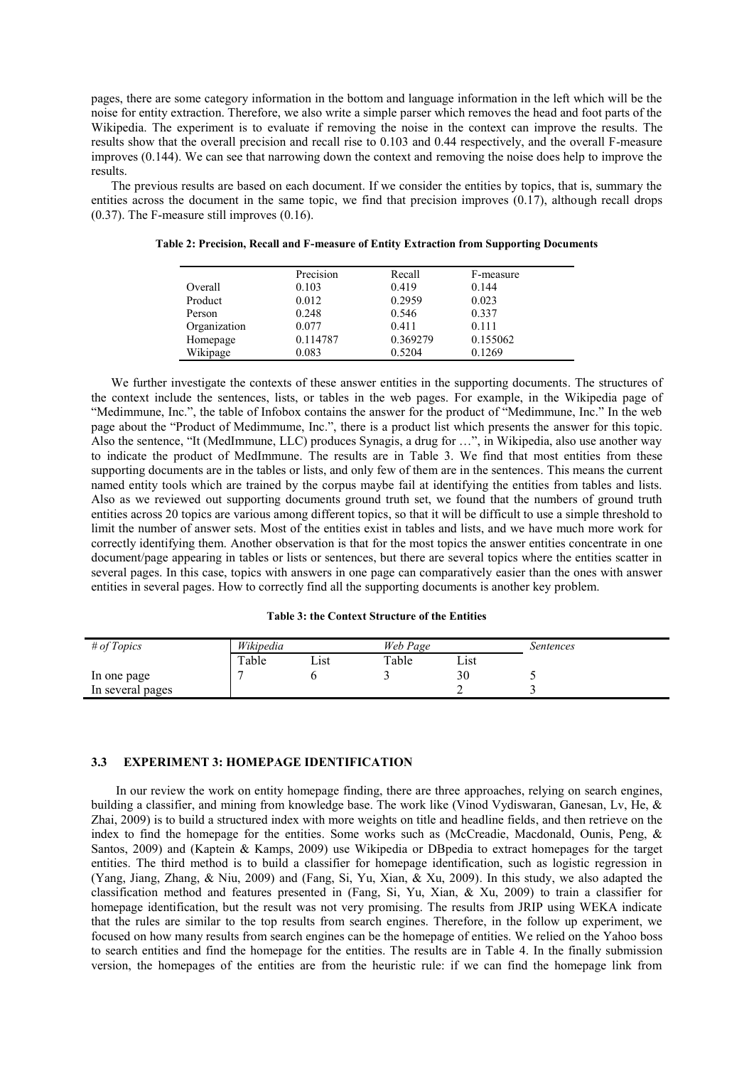pages, there are some category information in the bottom and language information in the left which will be the noise for entity extraction. Therefore, we also write a simple parser which removes the head and foot parts of the Wikipedia. The experiment is to evaluate if removing the noise in the context can improve the results. The results show that the overall precision and recall rise to 0.103 and 0.44 respectively, and the overall F-measure improves (0.144). We can see that narrowing down the context and removing the noise does help to improve the results.

The previous results are based on each document. If we consider the entities by topics, that is, summary the entities across the document in the same topic, we find that precision improves (0.17), although recall drops (0.37). The F-measure still improves (0.16).

**Table 2: Precision, Recall and F-measure of Entity Extraction from Supporting Documents**

| | Precision | Recall | F-measure |
|---|---|---|---|
| Overall | 0.103 | 0.419 | 0.144 |
| Product | 0.012 | 0.2959 | 0.023 |
| Person | 0.248 | 0.546 | 0.337 |
| Organization | 0.077 | 0.411 | 0.111 |
| Homepage | 0.114787 | 0.369279 | 0.155062 |
| Wikipage | 0.083 | 0.5204 | 0.1269 |

We further investigate the contexts of these answer entities in the supporting documents. The structures of the context include the sentences, lists, or tables in the web pages. For example, in the Wikipedia page of "Medimmune, Inc.", the table of Infobox contains the answer for the product of "Medimmune, Inc." In the web page about the "Product of Medimmume, Inc.", there is a product list which presents the answer for this topic. Also the sentence, "It (MedImmune, LLC) produces Synagis, a drug for …", in Wikipedia, also use another way to indicate the product of MedImmune. The results are in Table 3. We find that most entities from these supporting documents are in the tables or lists, and only few of them are in the sentences. This means the current named entity tools which are trained by the corpus maybe fail at identifying the entities from tables and lists. Also as we reviewed out supporting documents ground truth set, we found that the numbers of ground truth entities across 20 topics are various among different topics, so that it will be difficult to use a simple threshold to limit the number of answer sets. Most of the entities exist in tables and lists, and we have much more work for correctly identifying them. Another observation is that for the most topics the answer entities concentrate in one document/page appearing in tables or lists or sentences, but there are several topics where the entities scatter in several pages. In this case, topics with answers in one page can comparatively easier than the ones with answer entities in several pages. How to correctly find all the supporting documents is another key problem.

**Table 3: the Context Structure of the Entities**

| *# of Topics* | *Wikipedia* | | *Web Page* | | *Sentences* |
|---|---|---|---|---|---|
| | Table | List | Table | List | |
| In one page | 7 | 6 | 3 | 30 | 5 |
| In several pages | | | | 2 | 3 |

### 3.3 EXPERIMENT 3: HOMEPAGE IDENTIFICATION

In our review the work on entity homepage finding, there are three approaches, relying on search engines, building a classifier, and mining from knowledge base. The work like (Vinod Vydiswaran, Ganesan, Lv, He, & Zhai, 2009) is to build a structured index with more weights on title and headline fields, and then retrieve on the index to find the homepage for the entities. Some works such as (McCreadie, Macdonald, Ounis, Peng, & Santos, 2009) and (Kaptein & Kamps, 2009) use Wikipedia or DBpedia to extract homepages for the target entities. The third method is to build a classifier for homepage identification, such as logistic regression in (Yang, Jiang, Zhang, & Niu, 2009) and (Fang, Si, Yu, Xian, & Xu, 2009). In this study, we also adapted the classification method and features presented in (Fang, Si, Yu, Xian, & Xu, 2009) to train a classifier for homepage identification, but the result was not very promising. The results from JRIP using WEKA indicate that the rules are similar to the top results from search engines. Therefore, in the follow up experiment, we focused on how many results from search engines can be the homepage of entities. We relied on the Yahoo boss to search entities and find the homepage for the entities. The results are in Table 4. In the finally submission version, the homepages of the entities are from the heuristic rule: if we can find the homepage link from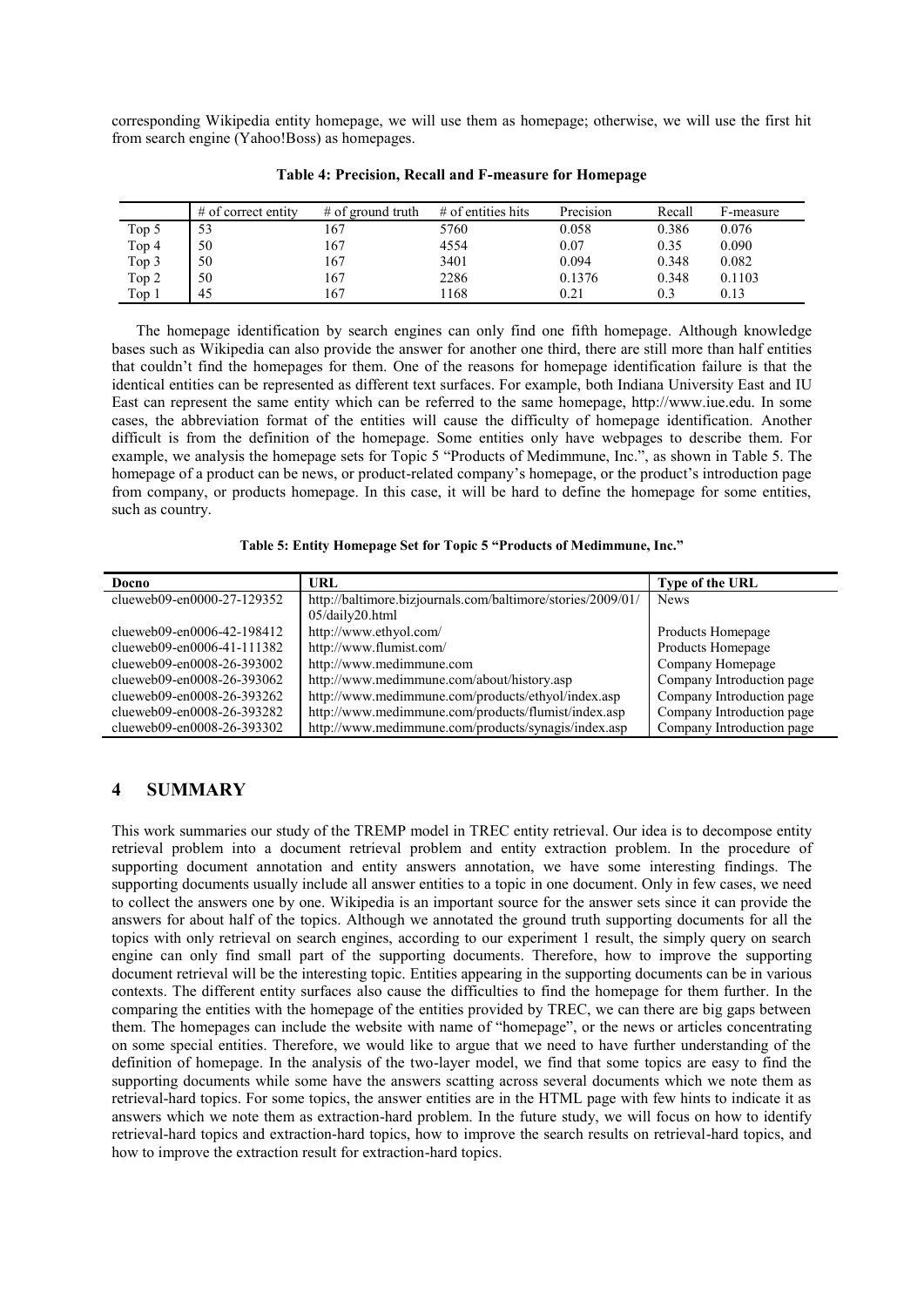corresponding Wikipedia entity homepage, we will use them as homepage; otherwise, we will use the first hit from search engine (Yahoo!Boss) as homepages.

**Table 4: Precision, Recall and F-measure for Homepage**

| | # of correct entity | # of ground truth | # of entities hits | Precision | Recall | F-measure |
|---|---|---|---|---|---|---|
| Top 5 | 53 | 167 | 5760 | 0.058 | 0.386 | 0.076 |
| Top 4 | 50 | 167 | 4554 | 0.07 | 0.35 | 0.090 |
| Top 3 | 50 | 167 | 3401 | 0.094 | 0.348 | 0.082 |
| Top 2 | 50 | 167 | 2286 | 0.1376 | 0.348 | 0.1103 |
| Top 1 | 45 | 167 | 1168 | 0.21 | 0.3 | 0.13 |

The homepage identification by search engines can only find one fifth homepage. Although knowledge bases such as Wikipedia can also provide the answer for another one third, there are still more than half entities that couldn't find the homepages for them. One of the reasons for homepage identification failure is that the identical entities can be represented as different text surfaces. For example, both Indiana University East and IU East can represent the same entity which can be referred to the same homepage, http://www.iue.edu. In some cases, the abbreviation format of the entities will cause the difficulty of homepage identification. Another difficult is from the definition of the homepage. Some entities only have webpages to describe them. For example, we analysis the homepage sets for Topic 5 "Products of Medimmune, Inc.", as shown in Table 5. The homepage of a product can be news, or product-related company's homepage, or the product's introduction page from company, or products homepage. In this case, it will be hard to define the homepage for some entities, such as country.

**Table 5: Entity Homepage Set for Topic 5 "Products of Medimmune, Inc."**

| Docno | URL | Type of the URL |
|---|---|---|
| clueweb09-en0000-27-129352 | http://baltimore.bizjournals.com/baltimore/stories/2009/01/05/daily20.html | News |
| clueweb09-en0006-42-198412 | http://www.ethyol.com/ | Products Homepage |
| clueweb09-en0006-41-111382 | http://www.flumist.com/ | Products Homepage |
| clueweb09-en0008-26-393002 | http://www.medimmune.com | Company Homepage |
| clueweb09-en0008-26-393062 | http://www.medimmune.com/about/history.asp | Company Introduction page |
| clueweb09-en0008-26-393262 | http://www.medimmune.com/products/ethyol/index.asp | Company Introduction page |
| clueweb09-en0008-26-393282 | http://www.medimmune.com/products/flumist/index.asp | Company Introduction page |
| clueweb09-en0008-26-393302 | http://www.medimmune.com/products/synagis/index.asp | Company Introduction page |

## 4 SUMMARY

This work summaries our study of the TREMP model in TREC entity retrieval. Our idea is to decompose entity retrieval problem into a document retrieval problem and entity extraction problem. In the procedure of supporting document annotation and entity answers annotation, we have some interesting findings. The supporting documents usually include all answer entities to a topic in one document. Only in few cases, we need to collect the answers one by one. Wikipedia is an important source for the answer sets since it can provide the answers for about half of the topics. Although we annotated the ground truth supporting documents for all the topics with only retrieval on search engines, according to our experiment 1 result, the simply query on search engine can only find small part of the supporting documents. Therefore, how to improve the supporting document retrieval will be the interesting topic. Entities appearing in the supporting documents can be in various contexts. The different entity surfaces also cause the difficulties to find the homepage for them further. In the comparing the entities with the homepage of the entities provided by TREC, we can there are big gaps between them. The homepages can include the website with name of "homepage", or the news or articles concentrating on some special entities. Therefore, we would like to argue that we need to have further understanding of the definition of homepage. In the analysis of the two-layer model, we find that some topics are easy to find the supporting documents while some have the answers scatting across several documents which we note them as retrieval-hard topics. For some topics, the answer entities are in the HTML page with few hints to indicate it as answers which we note them as extraction-hard problem. In the future study, we will focus on how to identify retrieval-hard topics and extraction-hard topics, how to improve the search results on retrieval-hard topics, and how to improve the extraction result for extraction-hard topics.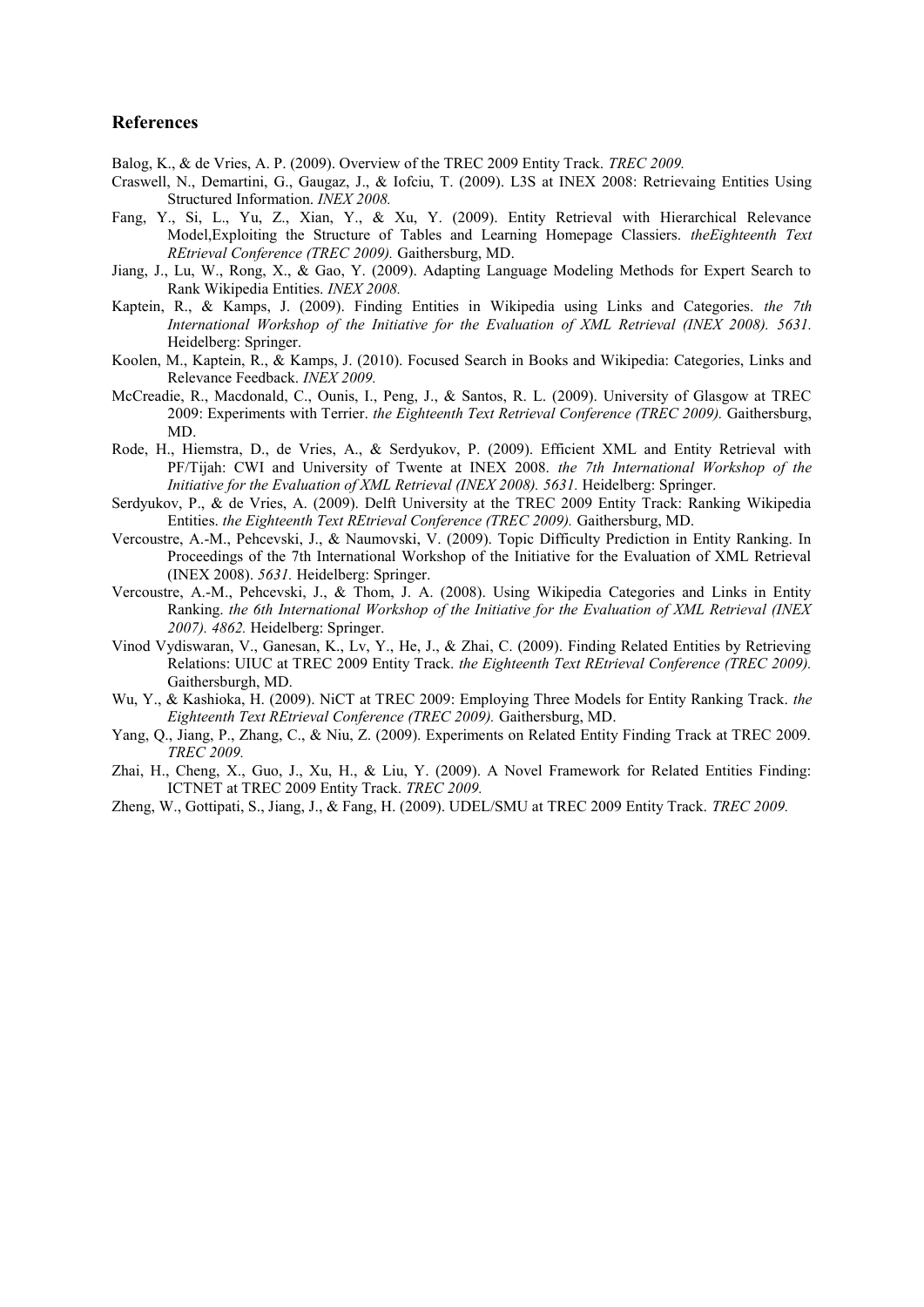## References

Balog, K., & de Vries, A. P. (2009). Overview of the TREC 2009 Entity Track. *TREC 2009.*

Craswell, N., Demartini, G., Gaugaz, J., & Iofciu, T. (2009). L3S at INEX 2008: Retrievaing Entities Using Structured Information. *INEX 2008.*

Fang, Y., Si, L., Yu, Z., Xian, Y., & Xu, Y. (2009). Entity Retrieval with Hierarchical Relevance Model,Exploiting the Structure of Tables and Learning Homepage Classiers. *theEighteenth Text REtrieval Conference (TREC 2009).* Gaithersburg, MD.

Jiang, J., Lu, W., Rong, X., & Gao, Y. (2009). Adapting Language Modeling Methods for Expert Search to Rank Wikipedia Entities. *INEX 2008.*

Kaptein, R., & Kamps, J. (2009). Finding Entities in Wikipedia using Links and Categories. *the 7th International Workshop of the Initiative for the Evaluation of XML Retrieval (INEX 2008). 5631.* Heidelberg: Springer.

Koolen, M., Kaptein, R., & Kamps, J. (2010). Focused Search in Books and Wikipedia: Categories, Links and Relevance Feedback. *INEX 2009.*

McCreadie, R., Macdonald, C., Ounis, I., Peng, J., & Santos, R. L. (2009). University of Glasgow at TREC 2009: Experiments with Terrier. *the Eighteenth Text Retrieval Conference (TREC 2009).* Gaithersburg, MD.

Rode, H., Hiemstra, D., de Vries, A., & Serdyukov, P. (2009). Efficient XML and Entity Retrieval with PF/Tijah: CWI and University of Twente at INEX 2008. *the 7th International Workshop of the Initiative for the Evaluation of XML Retrieval (INEX 2008). 5631.* Heidelberg: Springer.

Serdyukov, P., & de Vries, A. (2009). Delft University at the TREC 2009 Entity Track: Ranking Wikipedia Entities. *the Eighteenth Text REtrieval Conference (TREC 2009).* Gaithersburg, MD.

Vercoustre, A.-M., Pehcevski, J., & Naumovski, V. (2009). Topic Difficulty Prediction in Entity Ranking. In Proceedings of the 7th International Workshop of the Initiative for the Evaluation of XML Retrieval (INEX 2008). *5631.* Heidelberg: Springer.

Vercoustre, A.-M., Pehcevski, J., & Thom, J. A. (2008). Using Wikipedia Categories and Links in Entity Ranking. *the 6th International Workshop of the Initiative for the Evaluation of XML Retrieval (INEX 2007). 4862.* Heidelberg: Springer.

Vinod Vydiswaran, V., Ganesan, K., Lv, Y., He, J., & Zhai, C. (2009). Finding Related Entities by Retrieving Relations: UIUC at TREC 2009 Entity Track. *the Eighteenth Text REtrieval Conference (TREC 2009).* Gaithersburgh, MD.

Wu, Y., & Kashioka, H. (2009). NiCT at TREC 2009: Employing Three Models for Entity Ranking Track. *the Eighteenth Text REtrieval Conference (TREC 2009).* Gaithersburg, MD.

Yang, Q., Jiang, P., Zhang, C., & Niu, Z. (2009). Experiments on Related Entity Finding Track at TREC 2009. *TREC 2009.*

Zhai, H., Cheng, X., Guo, J., Xu, H., & Liu, Y. (2009). A Novel Framework for Related Entities Finding: ICTNET at TREC 2009 Entity Track. *TREC 2009.*

Zheng, W., Gottipati, S., Jiang, J., & Fang, H. (2009). UDEL/SMU at TREC 2009 Entity Track. *TREC 2009.*